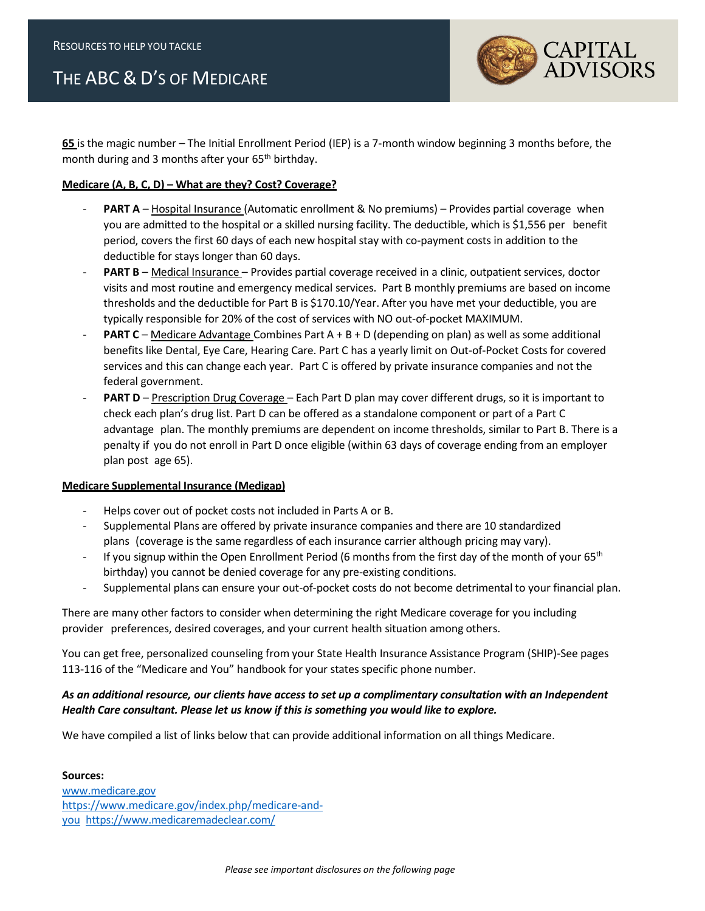RESOURCES TO HELP YOU TACKLE

# THE ABC & D'S OF MEDICARE

CAPITAL ADVISORS

**65** is the magic number – The Initial Enrollment Period (IEP) is a 7-month window beginning 3 months before, the month during and 3 months after your 65th birthday.

**Medicare (A, B, C, D) – What are they? Cost? Coverage?**

- **PART A** – Hospital Insurance (Automatic enrollment & No premiums) – Provides partial coverage when you are admitted to the hospital or a skilled nursing facility. The deductible, which is $1,556 per benefit period, covers the first 60 days of each new hospital stay with co-payment costs in addition to the deductible for stays longer than 60 days.
- **PART B** – Medical Insurance – Provides partial coverage received in a clinic, outpatient services, doctor visits and most routine and emergency medical services. Part B monthly premiums are based on income thresholds and the deductible for Part B is $170.10/Year. After you have met your deductible, you are typically responsible for 20% of the cost of services with NO out-of-pocket MAXIMUM.
- **PART C** – Medicare Advantage Combines Part A + B + D (depending on plan) as well as some additional benefits like Dental, Eye Care, Hearing Care. Part C has a yearly limit on Out-of-Pocket Costs for covered services and this can change each year. Part C is offered by private insurance companies and not the federal government.
- **PART D** – Prescription Drug Coverage – Each Part D plan may cover different drugs, so it is important to check each plan's drug list. Part D can be offered as a standalone component or part of a Part C advantage plan. The monthly premiums are dependent on income thresholds, similar to Part B. There is a penalty if you do not enroll in Part D once eligible (within 63 days of coverage ending from an employer plan post age 65).

**Medicare Supplemental Insurance (Medigap)**

- Helps cover out of pocket costs not included in Parts A or B.
- Supplemental Plans are offered by private insurance companies and there are 10 standardized plans (coverage is the same regardless of each insurance carrier although pricing may vary).
- If you signup within the Open Enrollment Period (6 months from the first day of the month of your 65th birthday) you cannot be denied coverage for any pre-existing conditions.
- Supplemental plans can ensure your out-of-pocket costs do not become detrimental to your financial plan.

There are many other factors to consider when determining the right Medicare coverage for you including provider preferences, desired coverages, and your current health situation among others.

You can get free, personalized counseling from your State Health Insurance Assistance Program (SHIP)-See pages 113-116 of the "Medicare and You" handbook for your states specific phone number.

***As an additional resource, our clients have access to set up a complimentary consultation with an Independent Health Care consultant. Please let us know if this is something you would like to explore.***

We have compiled a list of links below that can provide additional information on all things Medicare.

**Sources:**
www.medicare.gov
https://www.medicare.gov/index.php/medicare-and-you https://www.medicaremadeclear.com/

*Please see important disclosures on the following page*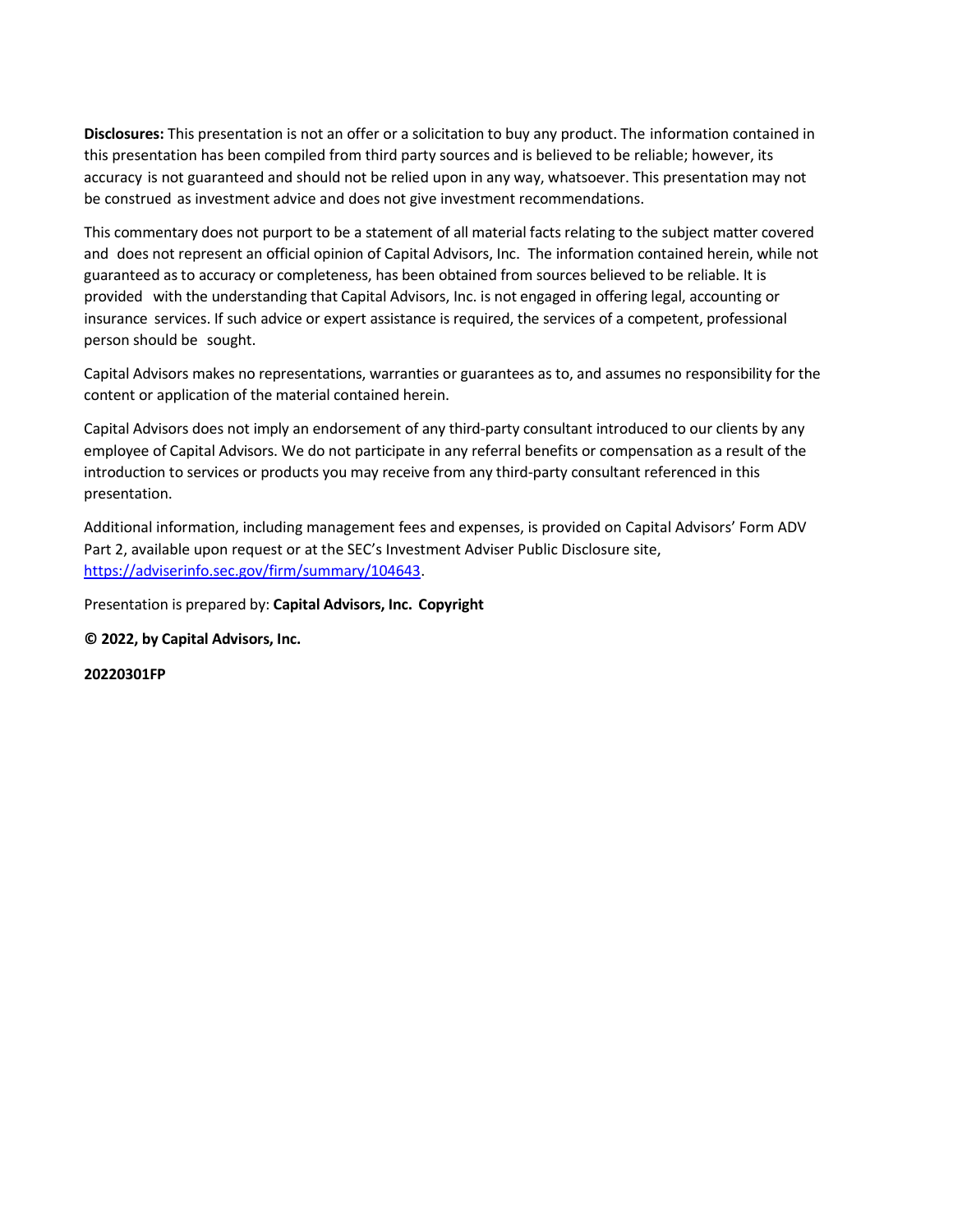**Disclosures:** This presentation is not an offer or a solicitation to buy any product. The information contained in this presentation has been compiled from third party sources and is believed to be reliable; however, its accuracy is not guaranteed and should not be relied upon in any way, whatsoever. This presentation may not be construed as investment advice and does not give investment recommendations.

This commentary does not purport to be a statement of all material facts relating to the subject matter covered and does not represent an official opinion of Capital Advisors, Inc. The information contained herein, while not guaranteed as to accuracy or completeness, has been obtained from sources believed to be reliable. It is provided with the understanding that Capital Advisors, Inc. is not engaged in offering legal, accounting or insurance services. If such advice or expert assistance is required, the services of a competent, professional person should be sought.

Capital Advisors makes no representations, warranties or guarantees as to, and assumes no responsibility for the content or application of the material contained herein.

Capital Advisors does not imply an endorsement of any third-party consultant introduced to our clients by any employee of Capital Advisors. We do not participate in any referral benefits or compensation as a result of the introduction to services or products you may receive from any third-party consultant referenced in this presentation.

Additional information, including management fees and expenses, is provided on Capital Advisors' Form ADV Part 2, available upon request or at the SEC's Investment Adviser Public Disclosure site, https://adviserinfo.sec.gov/firm/summary/104643.

Presentation is prepared by: **Capital Advisors, Inc. Copyright**

**© 2022, by Capital Advisors, Inc.**

**20220301FP**